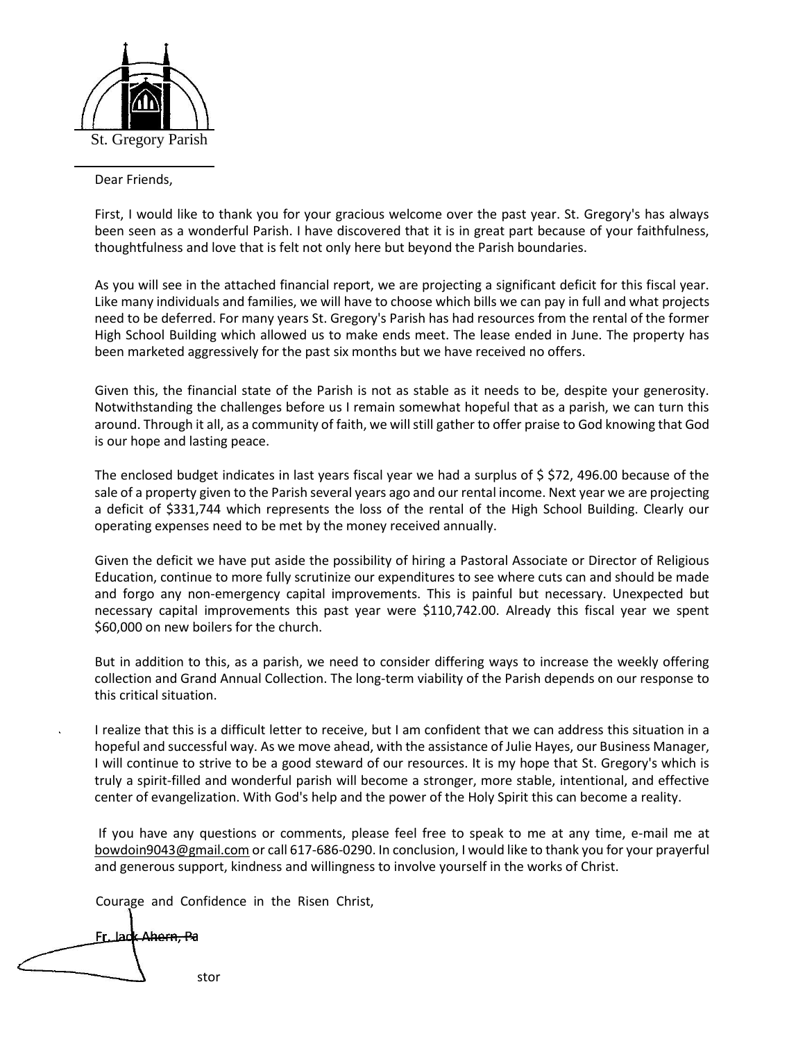St. Gregory Parish

Dear Friends,

First, I would like to thank you for your gracious welcome over the past year. St. Gregory's has always been seen as a wonderful Parish. I have discovered that it is in great part because of your faithfulness, thoughtfulness and love that is felt not only here but beyond the Parish boundaries.

As you will see in the attached financial report, we are projecting a significant deficit for this fiscal year. Like many individuals and families, we will have to choose which bills we can pay in full and what projects need to be deferred. For many years St. Gregory's Parish has had resources from the rental of the former High School Building which allowed us to make ends meet. The lease ended in June. The property has been marketed aggressively for the past six months but we have received no offers.

Given this, the financial state of the Parish is not as stable as it needs to be, despite your generosity. Notwithstanding the challenges before us I remain somewhat hopeful that as a parish, we can turn this around. Through it all, as a community of faith, we will still gather to offer praise to God knowing that God is our hope and lasting peace.

The enclosed budget indicates in last years fiscal year we had a surplus of $ $72, 496.00 because of the sale of a property given to the Parish several years ago and our rental income. Next year we are projecting a deficit of $331,744 which represents the loss of the rental of the High School Building. Clearly our operating expenses need to be met by the money received annually.

Given the deficit we have put aside the possibility of hiring a Pastoral Associate or Director of Religious Education, continue to more fully scrutinize our expenditures to see where cuts can and should be made and forgo any non-emergency capital improvements. This is painful but necessary. Unexpected but necessary capital improvements this past year were $110,742.00. Already this fiscal year we spent $60,000 on new boilers for the church.

But in addition to this, as a parish, we need to consider differing ways to increase the weekly offering collection and Grand Annual Collection. The long-term viability of the Parish depends on our response to this critical situation.

I realize that this is a difficult letter to receive, but I am confident that we can address this situation in a hopeful and successful way. As we move ahead, with the assistance of Julie Hayes, our Business Manager, I will continue to strive to be a good steward of our resources. It is my hope that St. Gregory's which is truly a spirit-filled and wonderful parish will become a stronger, more stable, intentional, and effective center of evangelization. With God's help and the power of the Holy Spirit this can become a reality.

If you have any questions or comments, please feel free to speak to me at any time, e-mail me at bowdoin9043@gmail.com or call 617-686-0290. In conclusion, I would like to thank you for your prayerful and generous support, kindness and willingness to involve yourself in the works of Christ.

Courage and Confidence in the Risen Christ,

Fr. Jack Ahern, Pastor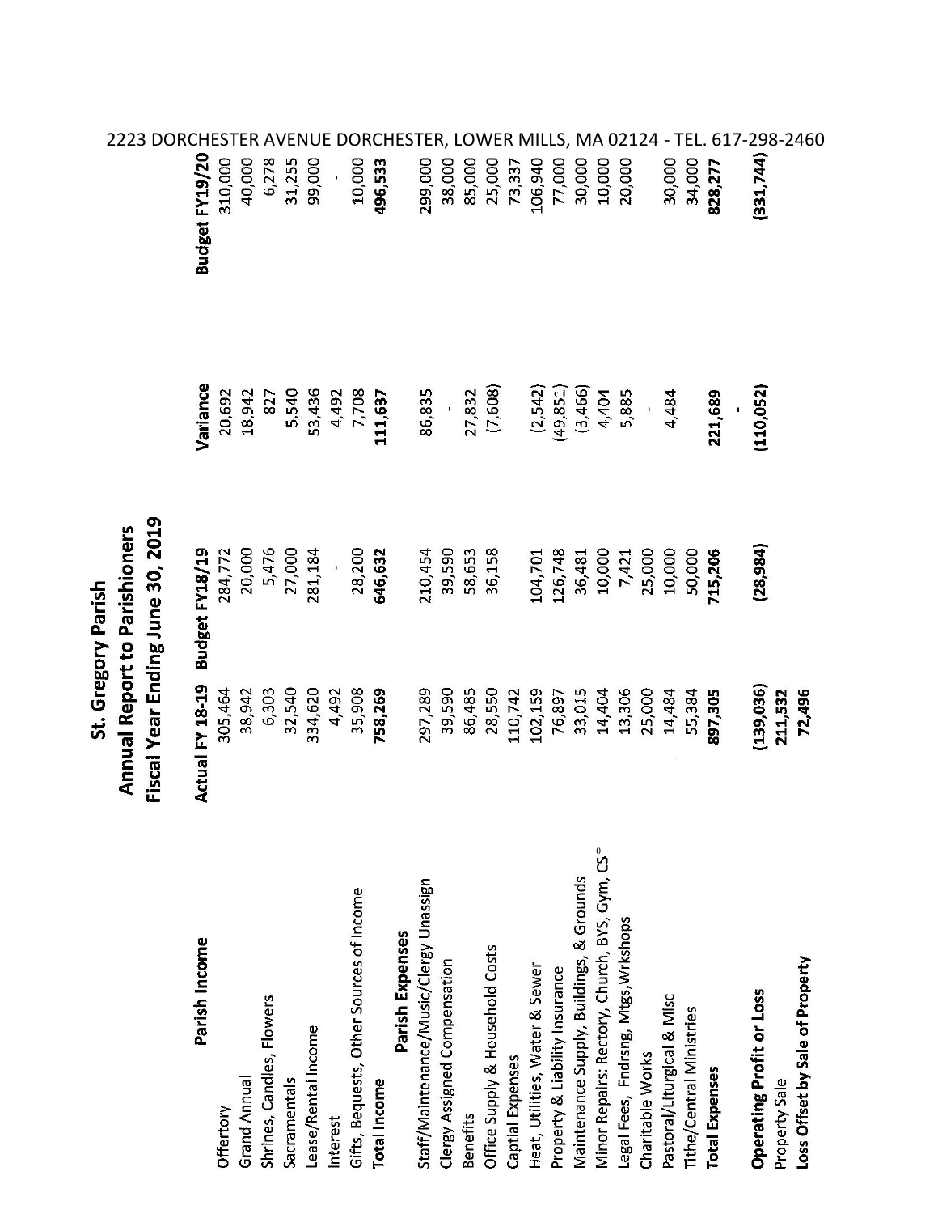2223 DORCHESTER AVENUE DORCHESTER, LOWER MILLS, MA 02124 - TEL. 617-298-2460

# St. Gregory Parish
## Annual Report to Parishioners
## Fiscal Year Ending June 30, 2019

| Parish Income | Actual FY 18-19 | Budget FY18/19 | Variance | Budget FY19/20 |
|---|---|---|---|---|
| Offertory | 305,464 | 284,772 | 20,692 | 310,000 |
| Grand Annual | 38,942 | 20,000 | 18,942 | 40,000 |
| Shrines, Candles, Flowers | 6,303 | 5,476 | 827 | 6,278 |
| Sacramentals | 32,540 | 27,000 | 5,540 | 31,255 |
| Lease/Rental Income | 334,620 | 281,184 | 53,436 | 99,000 |
| Interest | 4,492 | - | 4,492 | - |
| Gifts, Bequests, Other Sources of Income | 35,908 | 28,200 | 7,708 | 10,000 |
| **Total Income** | **758,269** | **646,632** | **111,637** | **496,533** |
| **Parish Expenses** | | | | |
| Staff/Maintenance/Music/Clergy Unassign | 297,289 | 210,454 | 86,835 | 299,000 |
| Clergy Assigned Compensation | 39,590 | 39,590 | - | 38,000 |
| Benefits | 86,485 | 58,653 | 27,832 | 85,000 |
| Office Supply & Household Costs | 28,550 | 36,158 | (7,608) | 25,000 |
| Captial Expenses | 110,742 | | | 73,337 |
| Heat, Utilities, Water & Sewer | 102,159 | 104,701 | (2,542) | 106,940 |
| Property & Liability Insurance | 76,897 | 126,748 | (49,851) | 77,000 |
| Maintenance Supply, Buildings, & Grounds | 33,015 | 36,481 | (3,466) | 30,000 |
| Minor Repairs: Rectory, Church, BYS, Gym, CS | 14,404 | 10,000 | 4,404 | 10,000 |
| Legal Fees, Fndrsng, Mtgs, Wrkshops | 13,306 | 7,421 | 5,885 | 20,000 |
| Charitable Works | 25,000 | 25,000 | - | |
| Pastoral/Liturgical & Misc | 14,484 | 10,000 | 4,484 | 30,000 |
| Tithe/Central Ministries | 55,384 | 50,000 | | 34,000 |
| **Total Expenses** | **897,305** | **715,206** | **221,689** | **828,277** |
| | | | **-** | |
| **Operating Profit or Loss** | **(139,036)** | **(28,984)** | **(110,052)** | **(331,744)** |
| Property Sale | **211,532** | | | |
| **Loss Offset by Sale of Property** | **72,496** | | | |